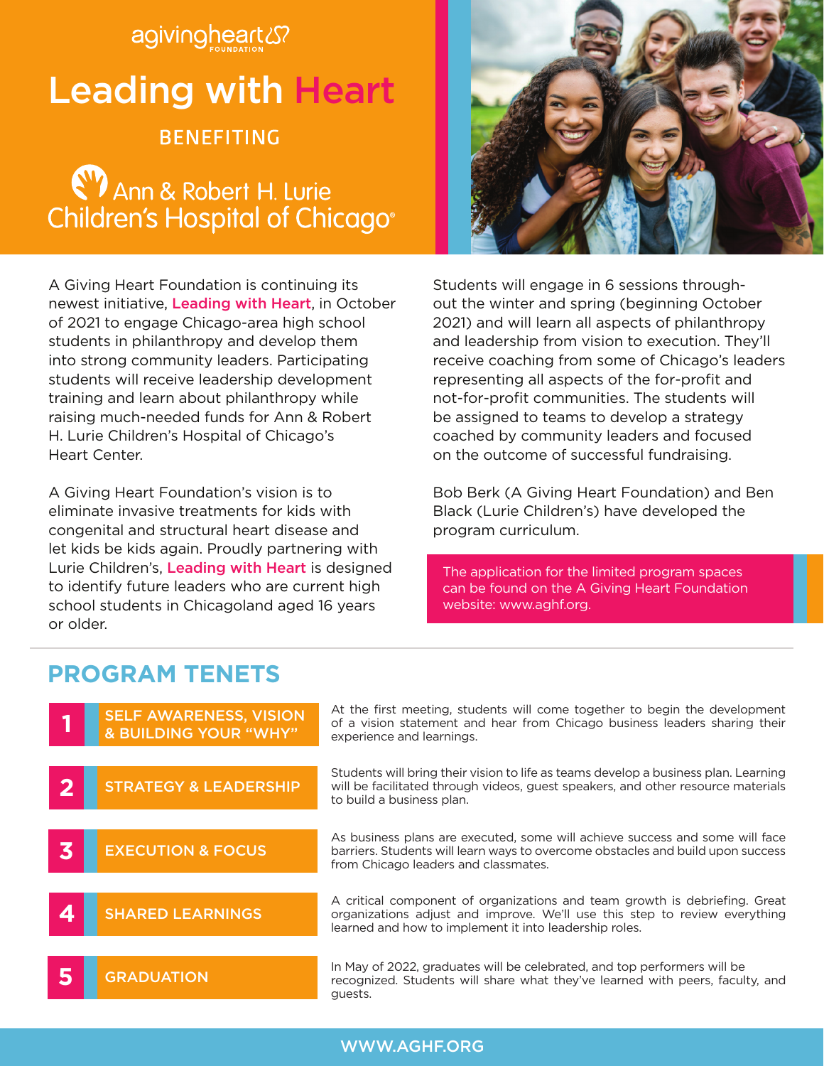agivingheart FOUNDATION

# Leading with Heart

BENEFITING

Ann & Robert H. Lurie Children's Hospital of Chicago®

A Giving Heart Foundation is continuing its newest initiative, **Leading with Heart**, in October of 2021 to engage Chicago-area high school students in philanthropy and develop them into strong community leaders. Participating students will receive leadership development training and learn about philanthropy while raising much-needed funds for Ann & Robert H. Lurie Children's Hospital of Chicago's Heart Center.

A Giving Heart Foundation's vision is to eliminate invasive treatments for kids with congenital and structural heart disease and let kids be kids again. Proudly partnering with Lurie Children's, **Leading with Heart** is designed to identify future leaders who are current high school students in Chicagoland aged 16 years or older.

Students will engage in 6 sessions throughout the winter and spring (beginning October 2021) and will learn all aspects of philanthropy and leadership from vision to execution. They'll receive coaching from some of Chicago's leaders representing all aspects of the for-profit and not-for-profit communities. The students will be assigned to teams to develop a strategy coached by community leaders and focused on the outcome of successful fundraising.

Bob Berk (A Giving Heart Foundation) and Ben Black (Lurie Children's) have developed the program curriculum.

The application for the limited program spaces can be found on the A Giving Heart Foundation website: www.aghf.org.

## PROGRAM TENETS

**1 SELF AWARENESS, VISION & BUILDING YOUR "WHY"**

At the first meeting, students will come together to begin the development of a vision statement and hear from Chicago business leaders sharing their experience and learnings.

**2 STRATEGY & LEADERSHIP**

Students will bring their vision to life as teams develop a business plan. Learning will be facilitated through videos, guest speakers, and other resource materials to build a business plan.

**3 EXECUTION & FOCUS**

As business plans are executed, some will achieve success and some will face barriers. Students will learn ways to overcome obstacles and build upon success from Chicago leaders and classmates.

**4 SHARED LEARNINGS**

A critical component of organizations and team growth is debriefing. Great organizations adjust and improve. We'll use this step to review everything learned and how to implement it into leadership roles.

**5 GRADUATION**

In May of 2022, graduates will be celebrated, and top performers will be recognized. Students will share what they've learned with peers, faculty, and guests.

WWW.AGHF.ORG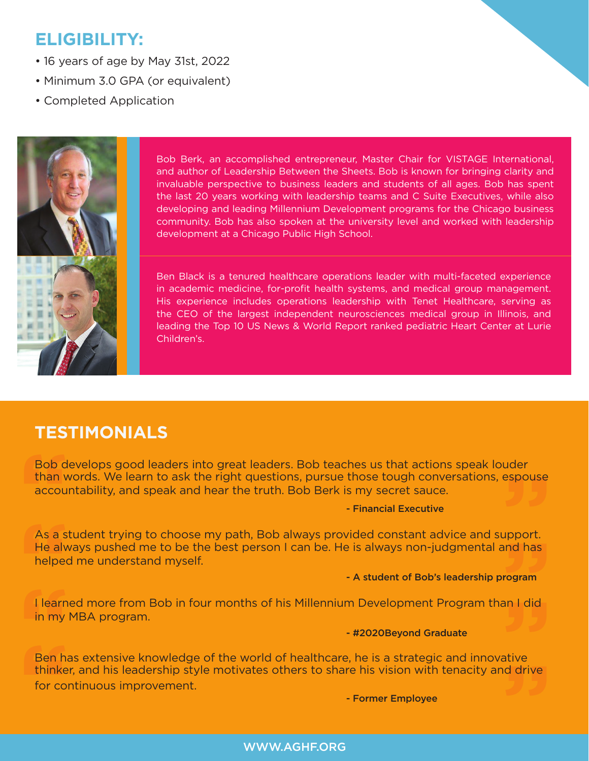## ELIGIBILITY:

- 16 years of age by May 31st, 2022
- Minimum 3.0 GPA (or equivalent)
- Completed Application

Bob Berk, an accomplished entrepreneur, Master Chair for VISTAGE International, and author of Leadership Between the Sheets. Bob is known for bringing clarity and invaluable perspective to business leaders and students of all ages. Bob has spent the last 20 years working with leadership teams and C Suite Executives, while also developing and leading Millennium Development programs for the Chicago business community. Bob has also spoken at the university level and worked with leadership development at a Chicago Public High School.

Ben Black is a tenured healthcare operations leader with multi-faceted experience in academic medicine, for-profit health systems, and medical group management. His experience includes operations leadership with Tenet Healthcare, serving as the CEO of the largest independent neurosciences medical group in Illinois, and leading the Top 10 US News & World Report ranked pediatric Heart Center at Lurie Children's.

## TESTIMONIALS

"Bob develops good leaders into great leaders. Bob teaches us that actions speak louder than words. We learn to ask the right questions, pursue those tough conversations, espouse accountability, and speak and hear the truth. Bob Berk is my secret sauce."

**- Financial Executive**

"As a student trying to choose my path, Bob always provided constant advice and support. He always pushed me to be the best person I can be. He is always non-judgmental and has helped me understand myself."

**- A student of Bob's leadership program**

"I learned more from Bob in four months of his Millennium Development Program than I did in my MBA program."

**- #2020Beyond Graduate**

"Ben has extensive knowledge of the world of healthcare, he is a strategic and innovative thinker, and his leadership style motivates others to share his vision with tenacity and drive for continuous improvement."

**- Former Employee**

WWW.AGHF.ORG